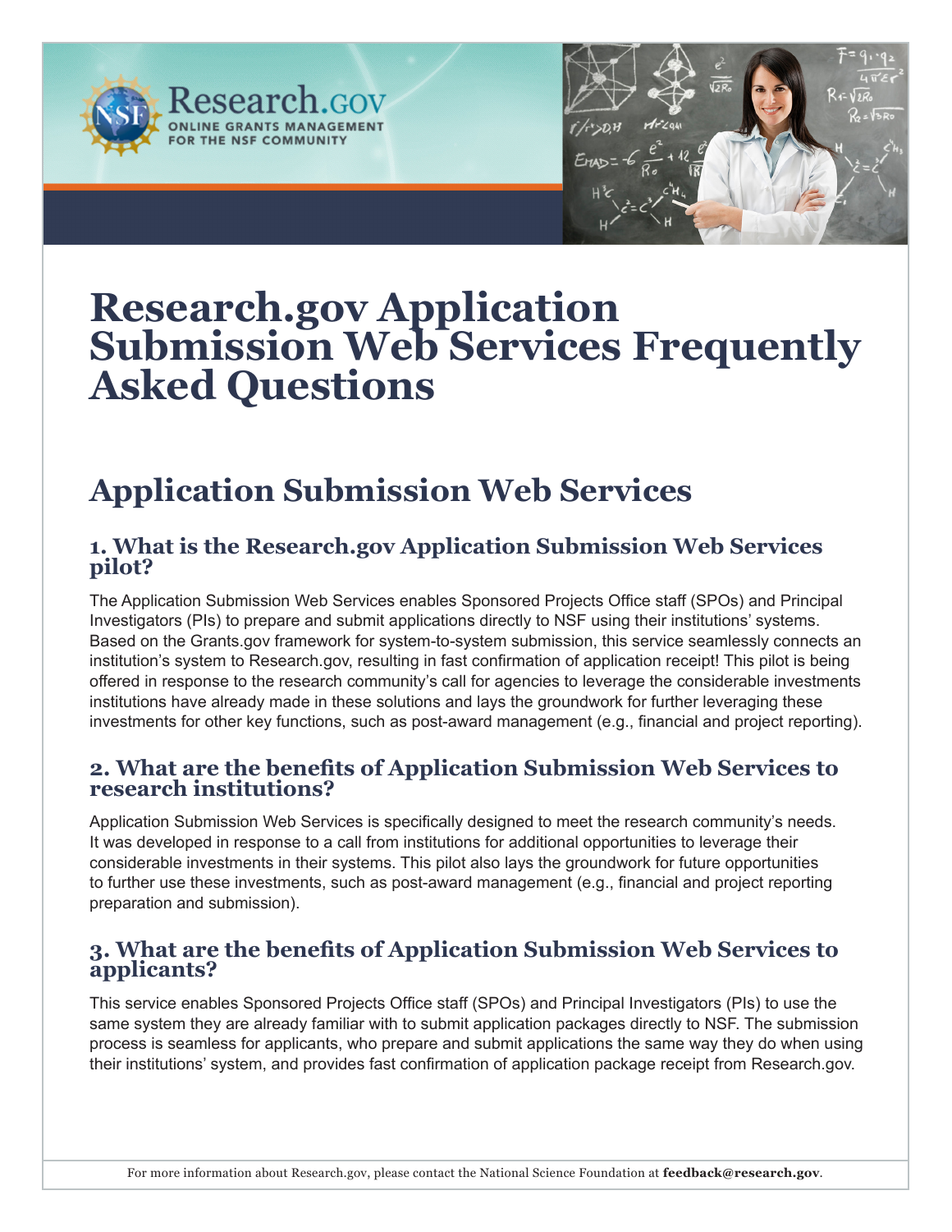Research.gov
ONLINE GRANTS MANAGEMENT FOR THE NSF COMMUNITY

# Research.gov Application Submission Web Services Frequently Asked Questions

## Application Submission Web Services

### 1. What is the Research.gov Application Submission Web Services pilot?

The Application Submission Web Services enables Sponsored Projects Office staff (SPOs) and Principal Investigators (PIs) to prepare and submit applications directly to NSF using their institutions' systems. Based on the Grants.gov framework for system-to-system submission, this service seamlessly connects an institution's system to Research.gov, resulting in fast confirmation of application receipt! This pilot is being offered in response to the research community's call for agencies to leverage the considerable investments institutions have already made in these solutions and lays the groundwork for further leveraging these investments for other key functions, such as post-award management (e.g., financial and project reporting).

### 2. What are the benefits of Application Submission Web Services to research institutions?

Application Submission Web Services is specifically designed to meet the research community's needs. It was developed in response to a call from institutions for additional opportunities to leverage their considerable investments in their systems. This pilot also lays the groundwork for future opportunities to further use these investments, such as post-award management (e.g., financial and project reporting preparation and submission).

### 3. What are the benefits of Application Submission Web Services to applicants?

This service enables Sponsored Projects Office staff (SPOs) and Principal Investigators (PIs) to use the same system they are already familiar with to submit application packages directly to NSF. The submission process is seamless for applicants, who prepare and submit applications the same way they do when using their institutions' system, and provides fast confirmation of application package receipt from Research.gov.

For more information about Research.gov, please contact the National Science Foundation at **feedback@research.gov**.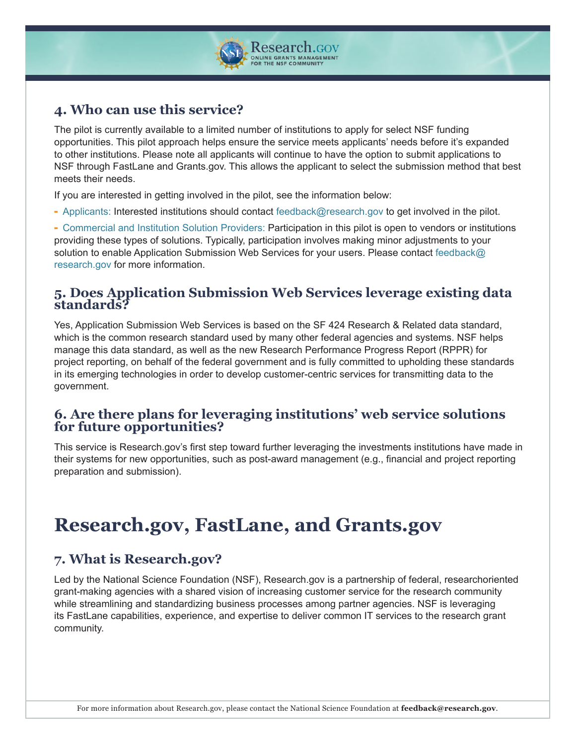### 4. Who can use this service?

The pilot is currently available to a limited number of institutions to apply for select NSF funding opportunities. This pilot approach helps ensure the service meets applicants' needs before it's expanded to other institutions. Please note all applicants will continue to have the option to submit applications to NSF through FastLane and Grants.gov. This allows the applicant to select the submission method that best meets their needs.

If you are interested in getting involved in the pilot, see the information below:

- Applicants: Interested institutions should contact feedback@research.gov to get involved in the pilot.
- Commercial and Institution Solution Providers: Participation in this pilot is open to vendors or institutions providing these types of solutions. Typically, participation involves making minor adjustments to your solution to enable Application Submission Web Services for your users. Please contact feedback@research.gov for more information.

### 5. Does Application Submission Web Services leverage existing data standards?

Yes, Application Submission Web Services is based on the SF 424 Research & Related data standard, which is the common research standard used by many other federal agencies and systems. NSF helps manage this data standard, as well as the new Research Performance Progress Report (RPPR) for project reporting, on behalf of the federal government and is fully committed to upholding these standards in its emerging technologies in order to develop customer-centric services for transmitting data to the government.

### 6. Are there plans for leveraging institutions' web service solutions for future opportunities?

This service is Research.gov's first step toward further leveraging the investments institutions have made in their systems for new opportunities, such as post-award management (e.g., financial and project reporting preparation and submission).

## Research.gov, FastLane, and Grants.gov

### 7. What is Research.gov?

Led by the National Science Foundation (NSF), Research.gov is a partnership of federal, researchoriented grant-making agencies with a shared vision of increasing customer service for the research community while streamlining and standardizing business processes among partner agencies. NSF is leveraging its FastLane capabilities, experience, and expertise to deliver common IT services to the research grant community.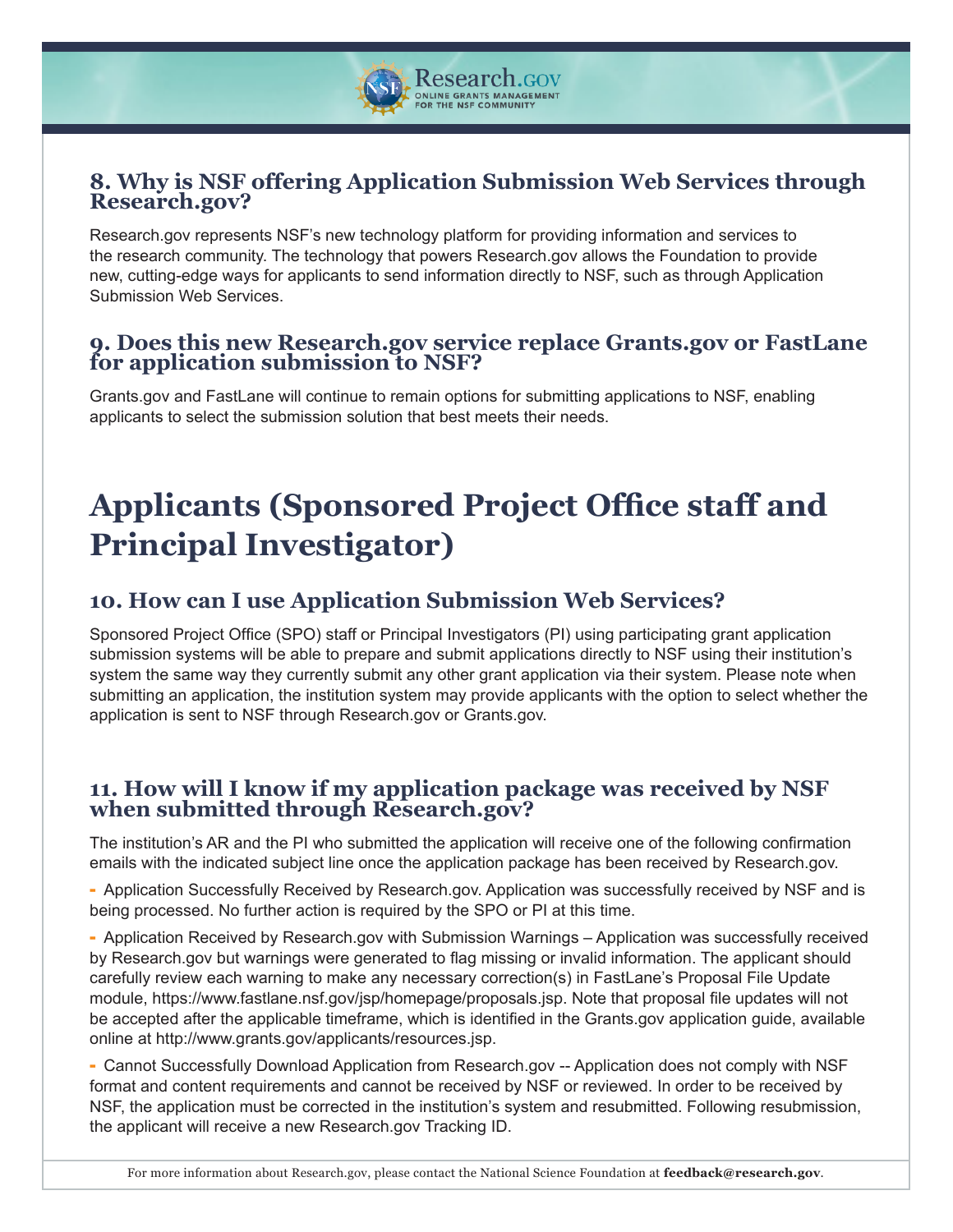## 8. Why is NSF offering Application Submission Web Services through Research.gov?

Research.gov represents NSF's new technology platform for providing information and services to the research community. The technology that powers Research.gov allows the Foundation to provide new, cutting-edge ways for applicants to send information directly to NSF, such as through Application Submission Web Services.

## 9. Does this new Research.gov service replace Grants.gov or FastLane for application submission to NSF?

Grants.gov and FastLane will continue to remain options for submitting applications to NSF, enabling applicants to select the submission solution that best meets their needs.

# Applicants (Sponsored Project Office staff and Principal Investigator)

## 10. How can I use Application Submission Web Services?

Sponsored Project Office (SPO) staff or Principal Investigators (PI) using participating grant application submission systems will be able to prepare and submit applications directly to NSF using their institution's system the same way they currently submit any other grant application via their system. Please note when submitting an application, the institution system may provide applicants with the option to select whether the application is sent to NSF through Research.gov or Grants.gov.

## 11. How will I know if my application package was received by NSF when submitted through Research.gov?

The institution's AR and the PI who submitted the application will receive one of the following confirmation emails with the indicated subject line once the application package has been received by Research.gov.

- Application Successfully Received by Research.gov. Application was successfully received by NSF and is being processed. No further action is required by the SPO or PI at this time.
- Application Received by Research.gov with Submission Warnings – Application was successfully received by Research.gov but warnings were generated to flag missing or invalid information. The applicant should carefully review each warning to make any necessary correction(s) in FastLane's Proposal File Update module, https://www.fastlane.nsf.gov/jsp/homepage/proposals.jsp. Note that proposal file updates will not be accepted after the applicable timeframe, which is identified in the Grants.gov application guide, available online at http://www.grants.gov/applicants/resources.jsp.
- Cannot Successfully Download Application from Research.gov -- Application does not comply with NSF format and content requirements and cannot be received by NSF or reviewed. In order to be received by NSF, the application must be corrected in the institution's system and resubmitted. Following resubmission, the applicant will receive a new Research.gov Tracking ID.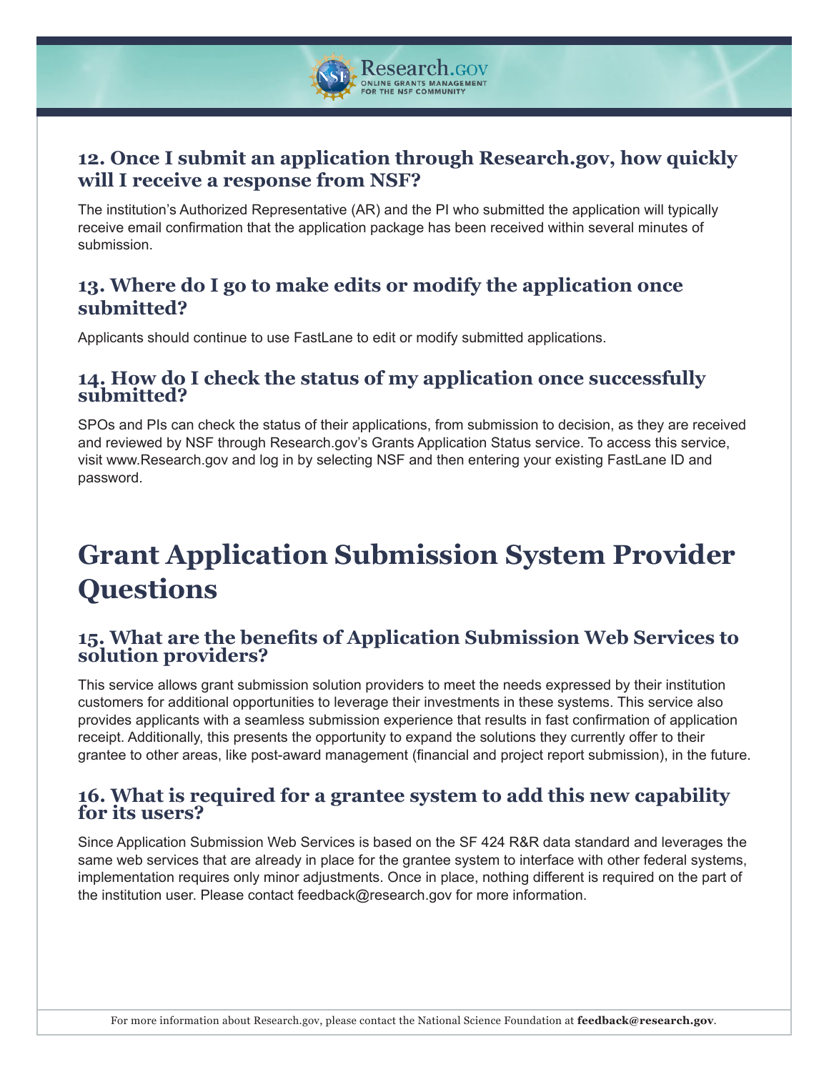### 12. Once I submit an application through Research.gov, how quickly will I receive a response from NSF?

The institution's Authorized Representative (AR) and the PI who submitted the application will typically receive email confirmation that the application package has been received within several minutes of submission.

### 13. Where do I go to make edits or modify the application once submitted?

Applicants should continue to use FastLane to edit or modify submitted applications.

### 14. How do I check the status of my application once successfully submitted?

SPOs and PIs can check the status of their applications, from submission to decision, as they are received and reviewed by NSF through Research.gov's Grants Application Status service. To access this service, visit www.Research.gov and log in by selecting NSF and then entering your existing FastLane ID and password.

## Grant Application Submission System Provider Questions

### 15. What are the benefits of Application Submission Web Services to solution providers?

This service allows grant submission solution providers to meet the needs expressed by their institution customers for additional opportunities to leverage their investments in these systems. This service also provides applicants with a seamless submission experience that results in fast confirmation of application receipt. Additionally, this presents the opportunity to expand the solutions they currently offer to their grantee to other areas, like post-award management (financial and project report submission), in the future.

### 16. What is required for a grantee system to add this new capability for its users?

Since Application Submission Web Services is based on the SF 424 R&R data standard and leverages the same web services that are already in place for the grantee system to interface with other federal systems, implementation requires only minor adjustments. Once in place, nothing different is required on the part of the institution user. Please contact feedback@research.gov for more information.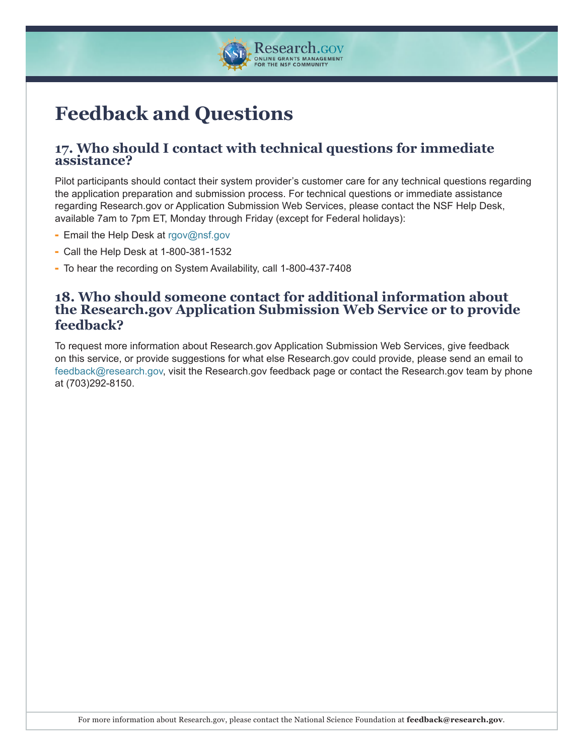# Feedback and Questions

## 17. Who should I contact with technical questions for immediate assistance?

Pilot participants should contact their system provider's customer care for any technical questions regarding the application preparation and submission process. For technical questions or immediate assistance regarding Research.gov or Application Submission Web Services, please contact the NSF Help Desk, available 7am to 7pm ET, Monday through Friday (except for Federal holidays):

- Email the Help Desk at rgov@nsf.gov
- Call the Help Desk at 1-800-381-1532
- To hear the recording on System Availability, call 1-800-437-7408

## 18. Who should someone contact for additional information about the Research.gov Application Submission Web Service or to provide feedback?

To request more information about Research.gov Application Submission Web Services, give feedback on this service, or provide suggestions for what else Research.gov could provide, please send an email to feedback@research.gov, visit the Research.gov feedback page or contact the Research.gov team by phone at (703)292-8150.